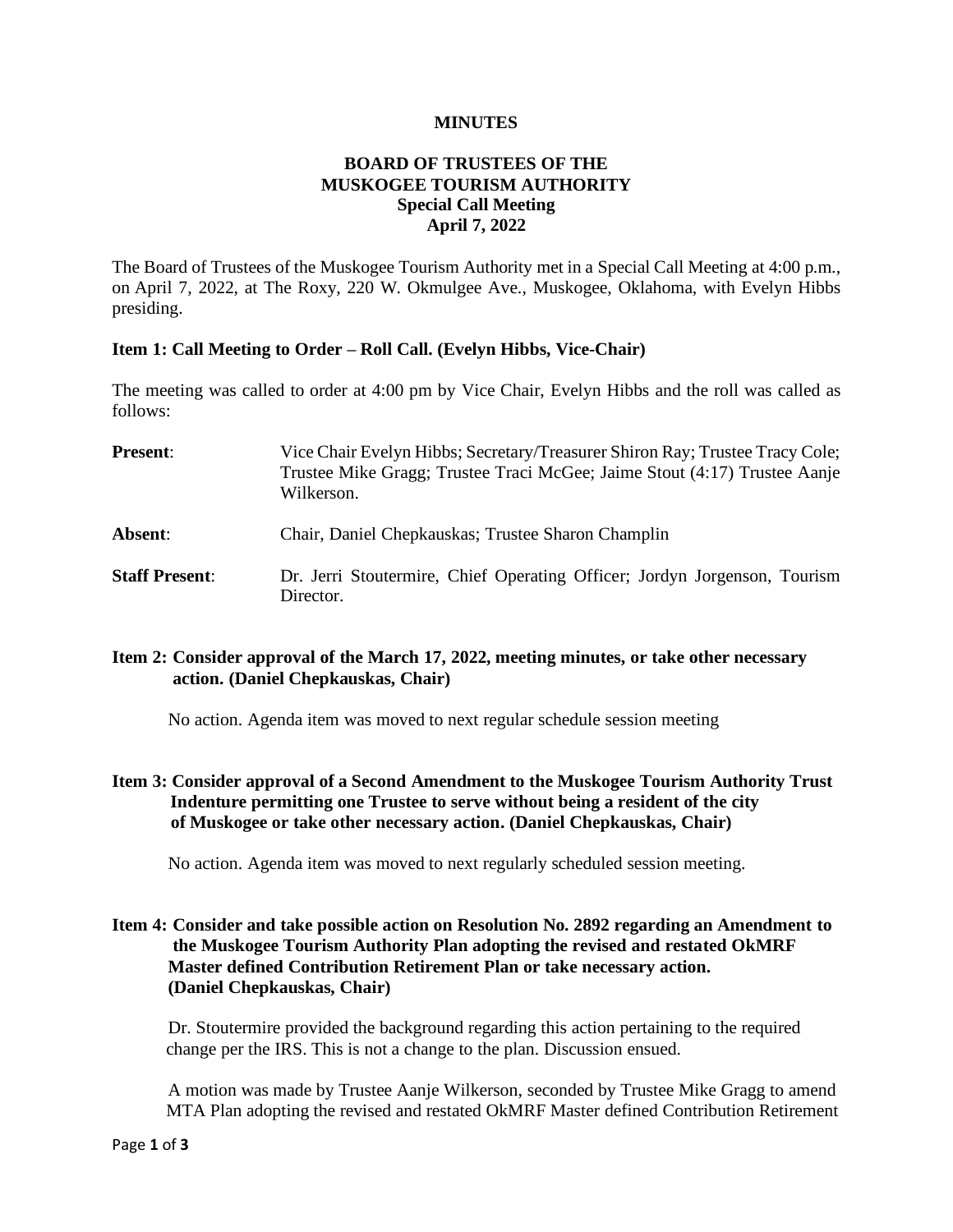**MINUTES**

**BOARD OF TRUSTEES OF THE MUSKOGEE TOURISM AUTHORITY**
**Special Call Meeting**
**April 7, 2022**

The Board of Trustees of the Muskogee Tourism Authority met in a Special Call Meeting at 4:00 p.m., on April 7, 2022, at The Roxy, 220 W. Okmulgee Ave., Muskogee, Oklahoma, with Evelyn Hibbs presiding.

**Item 1: Call Meeting to Order – Roll Call. (Evelyn Hibbs, Vice-Chair)**

The meeting was called to order at 4:00 pm by Vice Chair, Evelyn Hibbs and the roll was called as follows:

**Present**: Vice Chair Evelyn Hibbs; Secretary/Treasurer Shiron Ray; Trustee Tracy Cole; Trustee Mike Gragg; Trustee Traci McGee; Jaime Stout (4:17) Trustee Aanje Wilkerson.

**Absent**: Chair, Daniel Chepkauskas; Trustee Sharon Champlin

**Staff Present**: Dr. Jerri Stoutermire, Chief Operating Officer; Jordyn Jorgenson, Tourism Director.

**Item 2: Consider approval of the March 17, 2022, meeting minutes, or take other necessary action. (Daniel Chepkauskas, Chair)**

No action. Agenda item was moved to next regular schedule session meeting

**Item 3: Consider approval of a Second Amendment to the Muskogee Tourism Authority Trust Indenture permitting one Trustee to serve without being a resident of the city of Muskogee or take other necessary action. (Daniel Chepkauskas, Chair)**

No action. Agenda item was moved to next regularly scheduled session meeting.

**Item 4: Consider and take possible action on Resolution No. 2892 regarding an Amendment to the Muskogee Tourism Authority Plan adopting the revised and restated OkMRF Master defined Contribution Retirement Plan or take necessary action. (Daniel Chepkauskas, Chair)**

Dr. Stoutermire provided the background regarding this action pertaining to the required change per the IRS. This is not a change to the plan. Discussion ensued.

A motion was made by Trustee Aanje Wilkerson, seconded by Trustee Mike Gragg to amend MTA Plan adopting the revised and restated OkMRF Master defined Contribution Retirement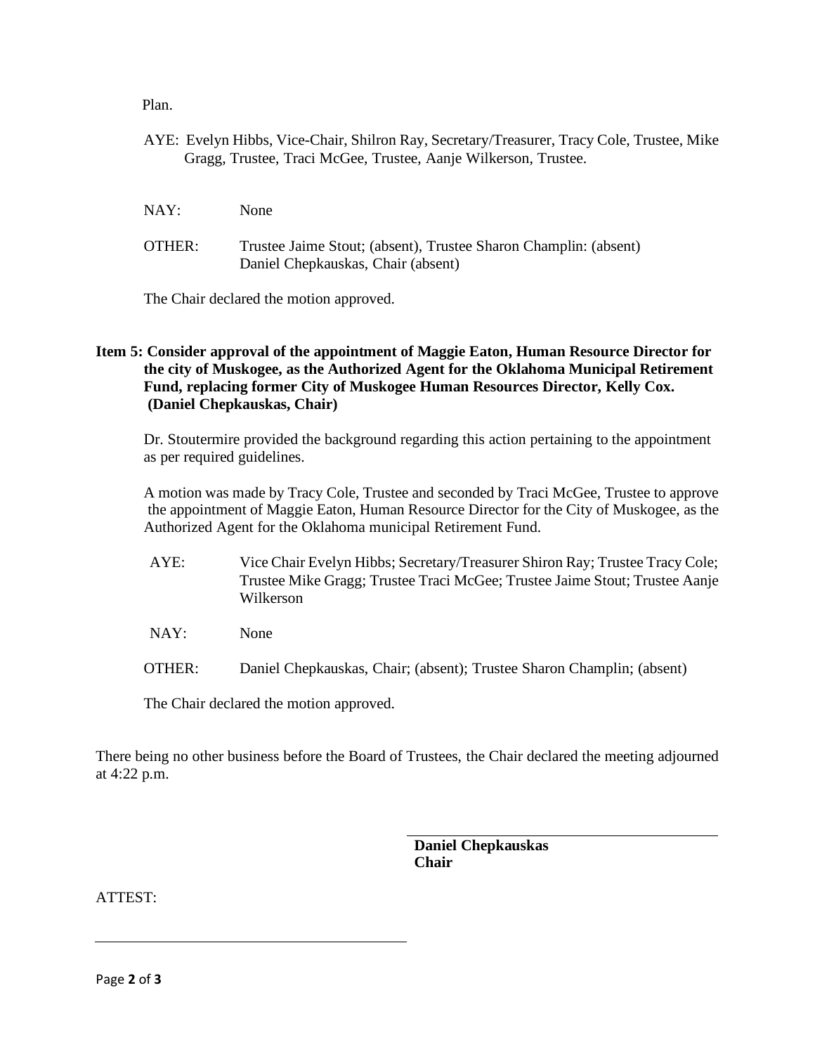Plan.

AYE: Evelyn Hibbs, Vice-Chair, Shilron Ray, Secretary/Treasurer, Tracy Cole, Trustee, Mike Gragg, Trustee, Traci McGee, Trustee, Aanje Wilkerson, Trustee.

NAY: None

OTHER: Trustee Jaime Stout; (absent), Trustee Sharon Champlin: (absent) Daniel Chepkauskas, Chair (absent)

The Chair declared the motion approved.

**Item 5: Consider approval of the appointment of Maggie Eaton, Human Resource Director for the city of Muskogee, as the Authorized Agent for the Oklahoma Municipal Retirement Fund, replacing former City of Muskogee Human Resources Director, Kelly Cox. (Daniel Chepkauskas, Chair)**

Dr. Stoutermire provided the background regarding this action pertaining to the appointment as per required guidelines.

A motion was made by Tracy Cole, Trustee and seconded by Traci McGee, Trustee to approve the appointment of Maggie Eaton, Human Resource Director for the City of Muskogee, as the Authorized Agent for the Oklahoma municipal Retirement Fund.

AYE: Vice Chair Evelyn Hibbs; Secretary/Treasurer Shiron Ray; Trustee Tracy Cole; Trustee Mike Gragg; Trustee Traci McGee; Trustee Jaime Stout; Trustee Aanje Wilkerson

NAY: None

OTHER: Daniel Chepkauskas, Chair; (absent); Trustee Sharon Champlin; (absent)

The Chair declared the motion approved.

There being no other business before the Board of Trustees, the Chair declared the meeting adjourned at 4:22 p.m.

**Daniel Chepkauskas**
**Chair**

ATTEST: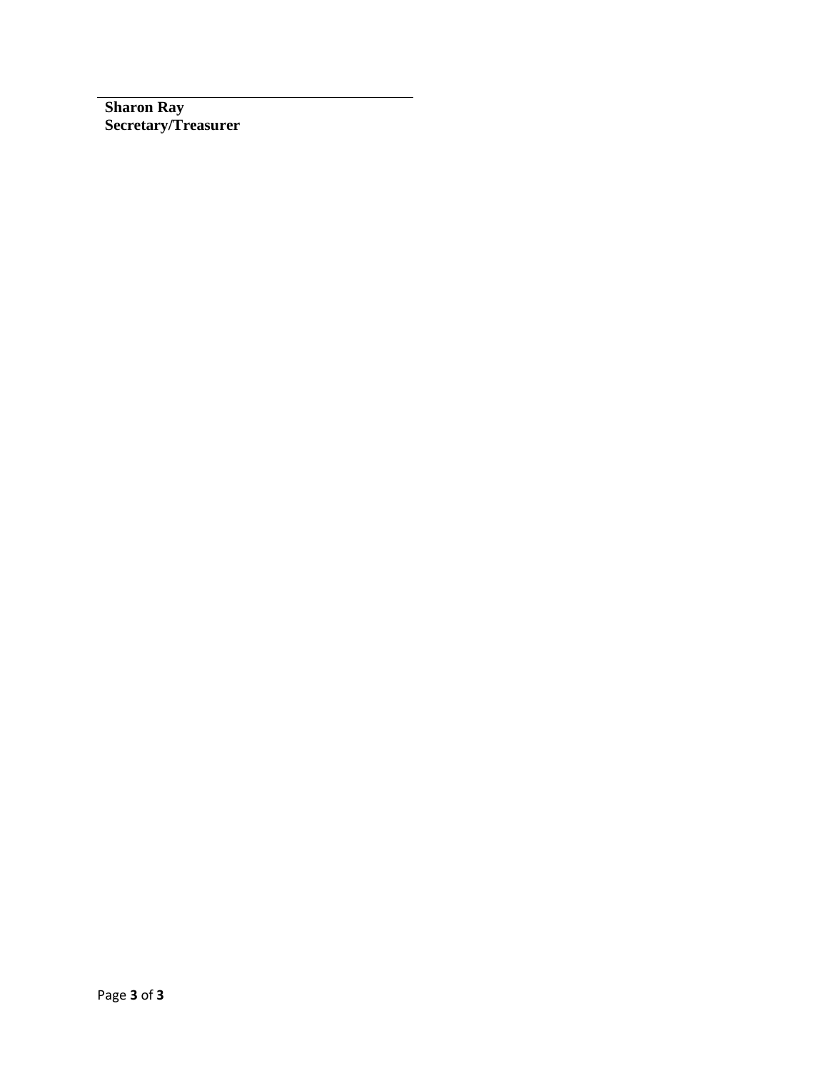\_\_\_\_\_\_\_\_\_\_\_\_\_\_\_\_\_\_\_\_\_\_\_\_\_\_\_\_\_\_\_\_\_\_\_\_

**Sharon Ray**
**Secretary/Treasurer**